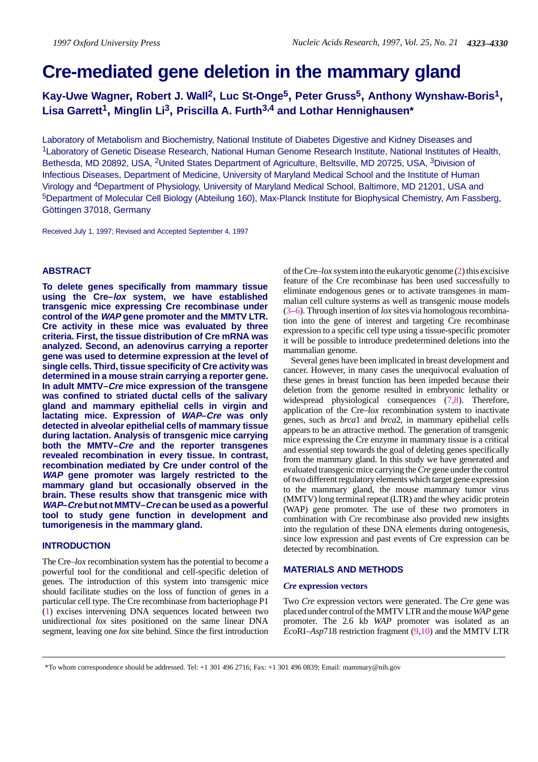# Cre-mediated gene deletion in the mammary gland

**Kay-Uwe Wagner, Robert J. Wall[2], Luc St-Onge[5], Peter Gruss[5], Anthony Wynshaw-Boris[1], Lisa Garrett[1], Minglin Li[3], Priscilla A. Furth[3,4] and Lothar Hennighausen***

Laboratory of Metabolism and Biochemistry, National Institute of Diabetes Digestive and Kidney Diseases and [1]Laboratory of Genetic Disease Research, National Human Genome Research Institute, National Institutes of Health, Bethesda, MD 20892, USA, [2]United States Department of Agriculture, Beltsville, MD 20725, USA, [3]Division of Infectious Diseases, Department of Medicine, University of Maryland Medical School and the Institute of Human Virology and [4]Department of Physiology, University of Maryland Medical School, Baltimore, MD 21201, USA and [5]Department of Molecular Cell Biology (Abteilung 160), Max-Planck Institute for Biophysical Chemistry, Am Fassberg, Göttingen 37018, Germany

Received July 1, 1997; Revised and Accepted September 4, 1997

## ABSTRACT

**To delete genes specifically from mammary tissue using the Cre–*lox* system, we have established transgenic mice expressing Cre recombinase under control of the *WAP* gene promoter and the MMTV LTR. Cre activity in these mice was evaluated by three criteria. First, the tissue distribution of Cre mRNA was analyzed. Second, an adenovirus carrying a reporter gene was used to determine expression at the level of single cells. Third, tissue specificity of Cre activity was determined in a mouse strain carrying a reporter gene. In adult MMTV–*Cre* mice expression of the transgene was confined to striated ductal cells of the salivary gland and mammary epithelial cells in virgin and lactating mice. Expression of *WAP*–*Cre* was only detected in alveolar epithelial cells of mammary tissue during lactation. Analysis of transgenic mice carrying both the MMTV–*Cre* and the reporter transgenes revealed recombination in every tissue. In contrast, recombination mediated by Cre under control of the *WAP* gene promoter was largely restricted to the mammary gland but occasionally observed in the brain. These results show that transgenic mice with *WAP*–*Cre* but not MMTV–*Cre* can be used as a powerful tool to study gene function in development and tumorigenesis in the mammary gland.**

## INTRODUCTION

The Cre–*lox* recombination system has the potential to become a powerful tool for the conditional and cell-specific deletion of genes. The introduction of this system into transgenic mice should facilitate studies on the loss of function of genes in a particular cell type. The Cre recombinase from bacteriophage P1 (1) excises intervening DNA sequences located between two unidirectional *lox* sites positioned on the same linear DNA segment, leaving one *lox* site behind. Since the first introduction of the Cre–*lox* system into the eukaryotic genome (2) this excisive feature of the Cre recombinase has been used successfully to eliminate endogenous genes or to activate transgenes in mammalian cell culture systems as well as transgenic mouse models (3–6). Through insertion of *lox* sites via homologous recombination into the gene of interest and targeting Cre recombinase expression to a specific cell type using a tissue-specific promoter it will be possible to introduce predetermined deletions into the mammalian genome.

Several genes have been implicated in breast development and cancer. However, in many cases the unequivocal evaluation of these genes in breast function has been impeded because their deletion from the genome resulted in embryonic lethality or widespread physiological consequences (7,8). Therefore, application of the Cre–*lox* recombination system to inactivate genes, such as *brca*1 and *brca*2, in mammary epithelial cells appears to be an attractive method. The generation of transgenic mice expressing the Cre enzyme in mammary tissue is a critical and essential step towards the goal of deleting genes specifically from the mammary gland. In this study we have generated and evaluated transgenic mice carrying the *Cre* gene under the control of two different regulatory elements which target gene expression to the mammary gland, the mouse mammary tumor virus (MMTV) long terminal repeat (LTR) and the whey acidic protein (WAP) gene promoter. The use of these two promoters in combination with Cre recombinase also provided new insights into the regulation of these DNA elements during ontogenesis, since low expression and past events of Cre expression can be detected by recombination.

## MATERIALS AND METHODS

### *Cre* expression vectors

Two *Cre* expression vectors were generated. The *Cre* gene was placed under control of the MMTV LTR and the mouse *WAP* gene promoter. The 2.6 kb *WAP* promoter was isolated as an *Eco*RI–*Asp*718 restriction fragment (9,10) and the MMTV LTR

*To whom correspondence should be addressed. Tel: +1 301 496 2716; Fax: +1 301 496 0839; Email: mammary@nih.gov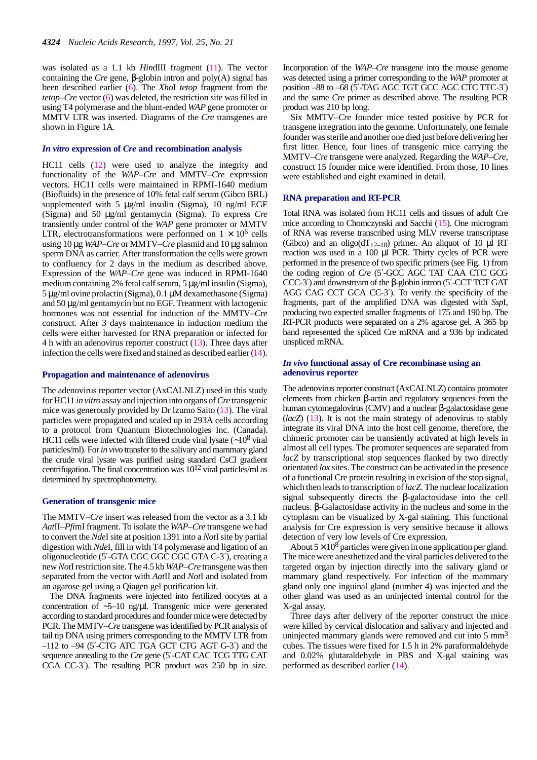was isolated as a 1.1 kb *Hin*dIII fragment (11). The vector containing the *Cre* gene, β-globin intron and poly(A) signal has been described earlier (6). The *Xho*I *tetop* fragment from the *tetop–Cre* vector (6) was deleted, the restriction site was filled in using T4 polymerase and the blunt-ended *WAP* gene promoter or MMTV LTR was inserted. Diagrams of the *Cre* transgenes are shown in Figure 1A.

### *In vitro* expression of *Cre* and recombination analysis

HC11 cells (12) were used to analyze the integrity and functionality of the *WAP–Cre* and MMTV–*Cre* expression vectors. HC11 cells were maintained in RPMI-1640 medium (Biofluids) in the presence of 10% fetal calf serum (Gibco BRL) supplemented with 5 μg/ml insulin (Sigma), 10 ng/ml EGF (Sigma) and 50 μg/ml gentamycin (Sigma). To express *Cre* transiently under control of the *WAP* gene promoter or MMTV LTR, electrotransformations were performed on $1 \times 10^6$ cells using 10 μg *WAP–Cre* or MMTV–*Cre* plasmid and 10 μg salmon sperm DNA as carrier. After transformation the cells were grown to confluency for 2 days in the medium as described above. Expression of the *WAP–Cre* gene was induced in RPMI-1640 medium containing 2% fetal calf serum, 5 μg/ml insulin (Sigma), 5 μg/ml ovine prolactin (Sigma), 0.1 μM dexamethasone (Sigma) and 50 μg/ml gentamycin but no EGF. Treatment with lactogenic hormones was not essential for induction of the MMTV–*Cre* construct. After 3 days maintenance in induction medium the cells were either harvested for RNA preparation or infected for 4 h with an adenovirus reporter construct (13). Three days after infection the cells were fixed and stained as described earlier (14).

### Propagation and maintenance of adenovirus

The adenovirus reporter vector (AxCALNLZ) used in this study for HC11 *in vitro* assay and injection into organs of *Cre* transgenic mice was generously provided by Dr Izumo Saito (13). The viral particles were propagated and scaled up in 293A cells according to a protocol from Quantum Biotechnologies Inc. (Canada). HC11 cells were infected with filtered crude viral lysate (~$10^8$ viral particles/ml). For *in vivo* transfer to the salivary and mammary gland the crude viral lysate was purified using standard CsCl gradient centrifugation. The final concentration was $10^{12}$ viral particles/ml as determined by spectrophotometry.

### Generation of transgenic mice

The MMTV–*Cre* insert was released from the vector as a 3.1 kb *Aat*II–*Pfi*mI fragment. To isolate the *WAP–Cre* transgene we had to convert the *Nde*I site at position 1391 into a *Not*I site by partial digestion with *Nde*I, fill in with T4 polymerase and ligation of an oligonucleotide (5′-GTA CGC GGC CGC GTA C-3′), creating a new *Not*I restriction site. The 4.5 kb *WAP–Cre* transgene was then separated from the vector with *Aat*II and *Not*I and isolated from an agarose gel using a Qiagen gel purification kit.

The DNA fragments were injected into fertilized oocytes at a concentration of ~5–10 ng/μl. Transgenic mice were generated according to standard procedures and founder mice were detected by PCR. The MMTV–*Cre* transgene was identified by PCR analysis of tail tip DNA using primers corresponding to the MMTV LTR from –112 to –94 (5′-CTG ATC TGA GCT CTG AGT G-3′) and the sequence annealing to the *Cre* gene (5′-CAT CAC TCG TTG CAT CGA CC-3′). The resulting PCR product was 250 bp in size. Incorporation of the *WAP–Cre* transgene into the mouse genome was detected using a primer corresponding to the *WAP* promoter at position –88 to –68 (5′-TAG AGC TGT GCC AGC CTC TTC-3′) and the same *Cre* primer as described above. The resulting PCR product was 210 bp long.

Six MMTV–*Cre* founder mice tested positive by PCR for transgene integration into the genome. Unfortunately, one female founder was sterile and another one died just before delivering her first litter. Hence, four lines of transgenic mice carrying the MMTV–*Cre* transgene were analyzed. Regarding the *WAP–Cre*, construct 15 founder mice were identified. From those, 10 lines were established and eight examined in detail.

### RNA preparation and RT-PCR

Total RNA was isolated from HC11 cells and tissues of adult Cre mice according to Chomczynski and Sacchi (15). One microgram of RNA was reverse transcribed using MLV reverse transcriptase (Gibco) and an oligo($dT_{12–18}$) primer. An aliquot of 10 μl RT reaction was used in a 100 μl PCR. Thirty cycles of PCR were performed in the presence of two specific primers (see Fig. 1) from the coding region of *Cre* (5′-GCC AGC TAT CAA CTC GCG CCC-3′) and downstream of the β-globin intron (5′-CCT TCT GAT AGG CAG CCT GCA CC-3′). To verify the specificity of the fragments, part of the amplified DNA was digested with *Ssp*I, producing two expected smaller fragments of 175 and 190 bp. The RT-PCR products were separated on a 2% agarose gel. A 365 bp band represented the spliced Cre mRNA and a 936 bp indicated unspliced mRNA.

### *In vivo* functional assay of Cre recombinase using an adenovirus reporter

The adenovirus reporter construct (AxCALNLZ) contains promoter elements from chicken β-actin and regulatory sequences from the human cytomegalovirus (CMV) and a nuclear β-galactosidase gene (*lacZ*) (13). It is not the main strategy of adenovirus to stably integrate its viral DNA into the host cell genome, therefore, the chimeric promoter can be transiently activated at high levels in almost all cell types. The promoter sequences are separated from *lacZ* by transcriptional stop sequences flanked by two directly orientated *lox* sites. The construct can be activated in the presence of a functional Cre protein resulting in excision of the stop signal, which then leads to transcription of *lacZ*. The nuclear localization signal subsequently directs the β-galactosidase into the cell nucleus. β-Galactosidase activity in the nucleus and some in the cytoplasm can be visualized by X-gal staining. This functional analysis for Cre expression is very sensitive because it allows detection of very low levels of Cre expression.

About $5 \times 10^8$ particles were given in one application per gland. The mice were anesthetized and the viral particles delivered to the targeted organ by injection directly into the salivary gland or mammary gland respectively. For infection of the mammary gland only one inguinal gland (number 4) was injected and the other gland was used as an uninjected internal control for the X-gal assay.

Three days after delivery of the reporter construct the mice were killed by cervical dislocation and salivary and injected and uninjected mammary glands were removed and cut into 5 $mm^3$ cubes. The tissues were fixed for 1.5 h in 2% paraformaldehyde and 0.02% glutaraldehyde in PBS and X-gal staining was performed as described earlier (14).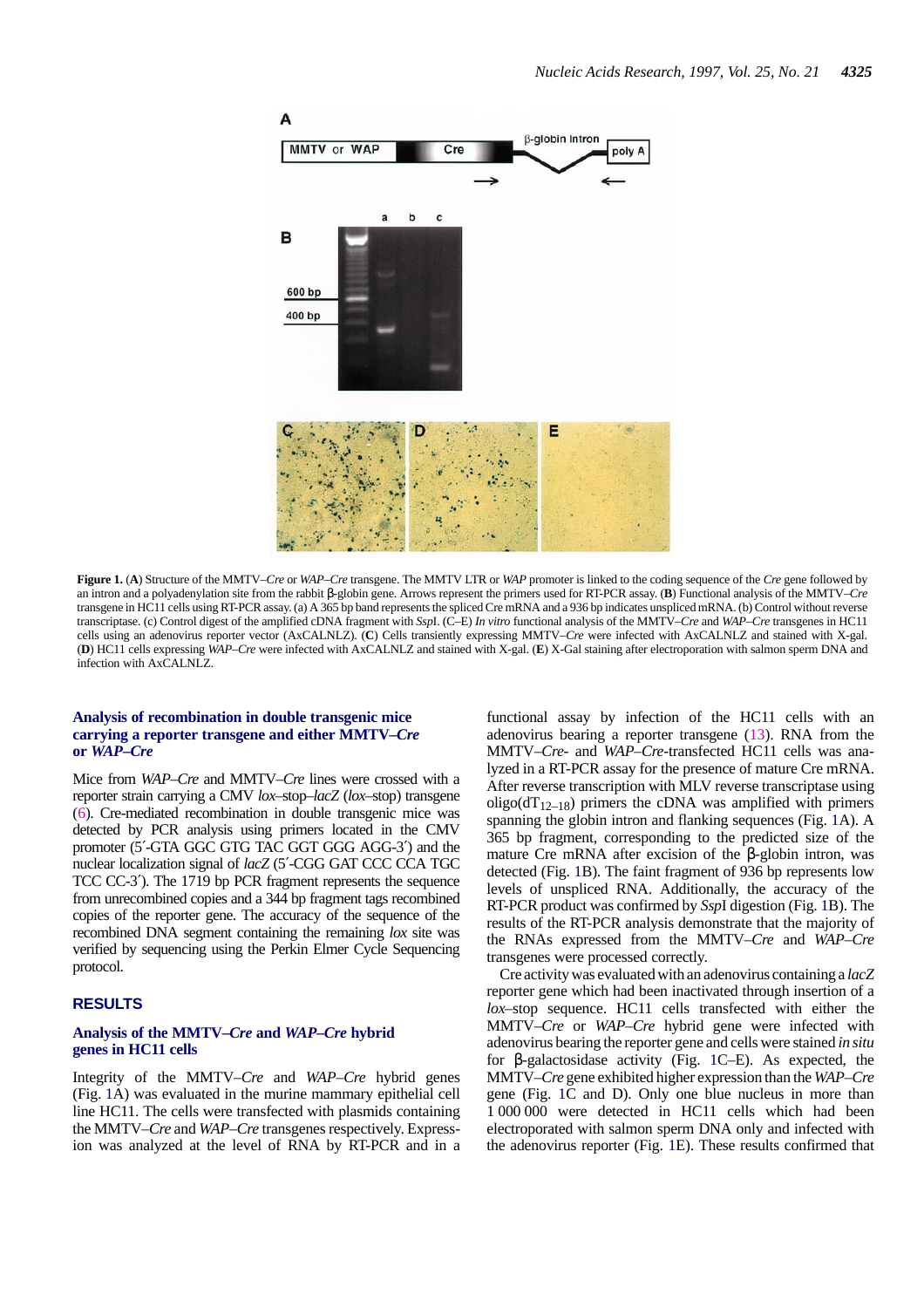**Figure 1.** (**A**) Structure of the MMTV–*Cre* or *WAP–Cre* transgene. The MMTV LTR or *WAP* promoter is linked to the coding sequence of the *Cre* gene followed by an intron and a polyadenylation site from the rabbit β-globin gene. Arrows represent the primers used for RT-PCR assay. (**B**) Functional analysis of the MMTV–*Cre* transgene in HC11 cells using RT-PCR assay. (a) A 365 bp band represents the spliced Cre mRNA and a 936 bp indicates unspliced mRNA. (b) Control without reverse transcriptase. (c) Control digest of the amplified cDNA fragment with *Ssp*I. (C–E) *In vitro* functional analysis of the MMTV–*Cre* and *WAP–Cre* transgenes in HC11 cells using an adenovirus reporter vector (AxCALNLZ). (**C**) Cells transiently expressing MMTV–*Cre* were infected with AxCALNLZ and stained with X-gal. (**D**) HC11 cells expressing *WAP–Cre* were infected with AxCALNLZ and stained with X-gal. (**E**) X-Gal staining after electroporation with salmon sperm DNA and infection with AxCALNLZ.

### Analysis of recombination in double transgenic mice carrying a reporter transgene and either MMTV–*Cre* or *WAP–Cre*

Mice from *WAP–Cre* and MMTV–*Cre* lines were crossed with a reporter strain carrying a CMV *lox*–stop–*lacZ* (*lox*–stop) transgene (6). Cre-mediated recombination in double transgenic mice was detected by PCR analysis using primers located in the CMV promoter (5′-GTA GGC GTG TAC GGT GGG AGG-3′) and the nuclear localization signal of *lacZ* (5′-CGG GAT CCC CCA TGC TCC CC-3′). The 1719 bp PCR fragment represents the sequence from unrecombined copies and a 344 bp fragment tags recombined copies of the reporter gene. The accuracy of the sequence of the recombined DNA segment containing the remaining *lox* site was verified by sequencing using the Perkin Elmer Cycle Sequencing protocol.

## RESULTS

### Analysis of the MMTV–*Cre* and *WAP–Cre* hybrid genes in HC11 cells

Integrity of the MMTV–*Cre* and *WAP–Cre* hybrid genes (Fig. 1A) was evaluated in the murine mammary epithelial cell line HC11. The cells were transfected with plasmids containing the MMTV–*Cre* and *WAP–Cre* transgenes respectively. Expression was analyzed at the level of RNA by RT-PCR and in a functional assay by infection of the HC11 cells with an adenovirus bearing a reporter transgene (13). RNA from the MMTV–*Cre*- and *WAP–Cre*-transfected HC11 cells was analyzed in a RT-PCR assay for the presence of mature Cre mRNA. After reverse transcription with MLV reverse transcriptase using oligo($dT_{12–18}$) primers the cDNA was amplified with primers spanning the globin intron and flanking sequences (Fig. 1A). A 365 bp fragment, corresponding to the predicted size of the mature Cre mRNA after excision of the β-globin intron, was detected (Fig. 1B). The faint fragment of 936 bp represents low levels of unspliced RNA. Additionally, the accuracy of the RT-PCR product was confirmed by *Ssp*I digestion (Fig. 1B). The results of the RT-PCR analysis demonstrate that the majority of the RNAs expressed from the MMTV–*Cre* and *WAP–Cre* transgenes were processed correctly.

Cre activity was evaluated with an adenovirus containing a *lacZ* reporter gene which had been inactivated through insertion of a *lox*–stop sequence. HC11 cells transfected with either the MMTV–*Cre* or *WAP–Cre* hybrid gene were infected with adenovirus bearing the reporter gene and cells were stained *in situ* for β-galactosidase activity (Fig. 1C–E). As expected, the MMTV–*Cre* gene exhibited higher expression than the *WAP–Cre* gene (Fig. 1C and D). Only one blue nucleus in more than 1 000 000 were detected in HC11 cells which had been electroporated with salmon sperm DNA only and infected with the adenovirus reporter (Fig. 1E). These results confirmed that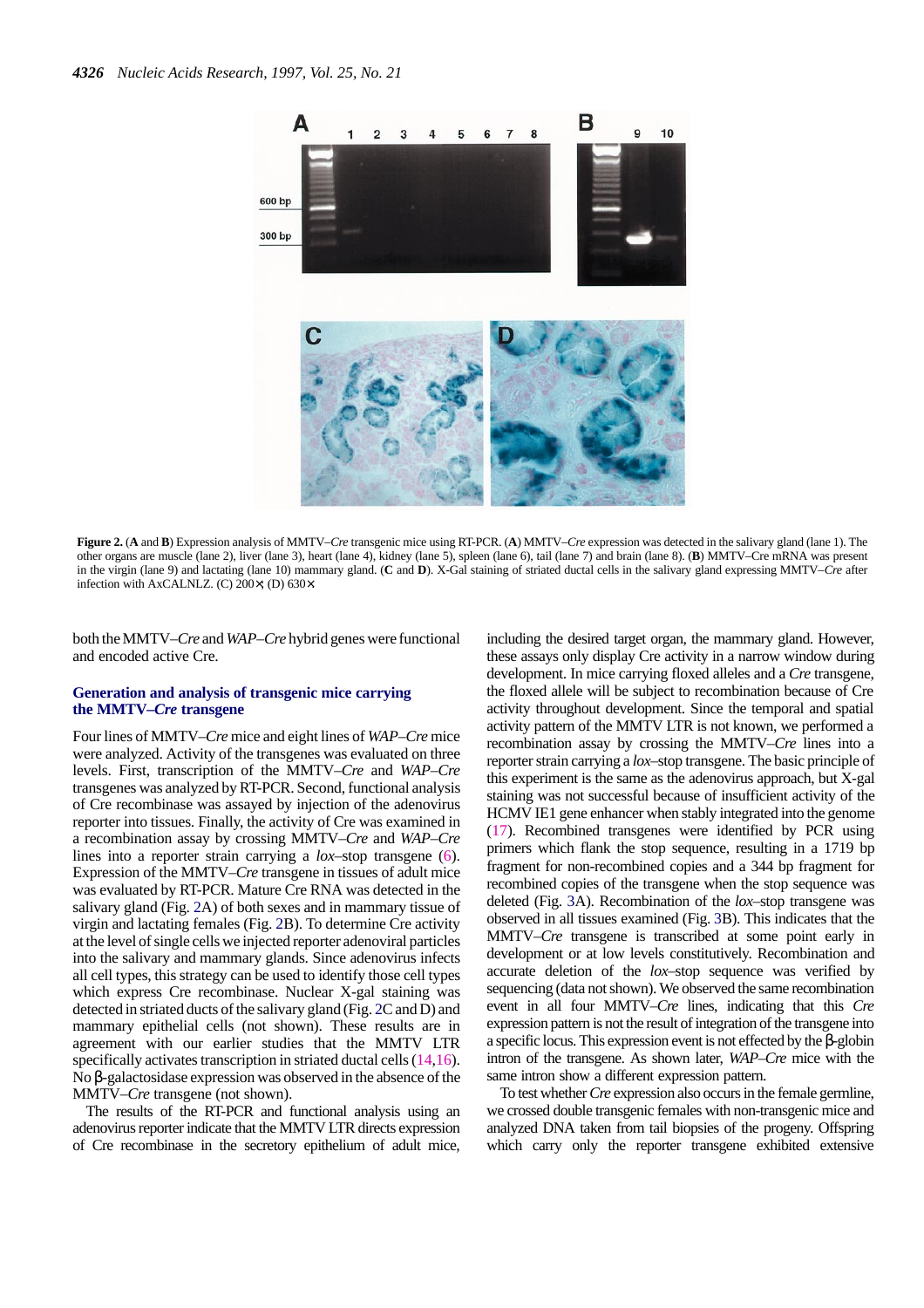**Figure 2.** (**A** and **B**) Expression analysis of MMTV–*Cre* transgenic mice using RT-PCR. (**A**) MMTV–*Cre* expression was detected in the salivary gland (lane 1). The other organs are muscle (lane 2), liver (lane 3), heart (lane 4), kidney (lane 5), spleen (lane 6), tail (lane 7) and brain (lane 8). (**B**) MMTV–Cre mRNA was present in the virgin (lane 9) and lactating (lane 10) mammary gland. (**C** and **D**). X-Gal staining of striated ductal cells in the salivary gland expressing MMTV–*Cre* after infection with AxCALNLZ. (C) 200×; (D) 630×

both the MMTV–*Cre* and *WAP–Cre* hybrid genes were functional and encoded active Cre.

## Generation and analysis of transgenic mice carrying the MMTV–*Cre* transgene

Four lines of MMTV–*Cre* mice and eight lines of *WAP–Cre* mice were analyzed. Activity of the transgenes was evaluated on three levels. First, transcription of the MMTV–*Cre* and *WAP–Cre* transgenes was analyzed by RT-PCR. Second, functional analysis of Cre recombinase was assayed by injection of the adenovirus reporter into tissues. Finally, the activity of Cre was examined in a recombination assay by crossing MMTV–*Cre* and *WAP–Cre* lines into a reporter strain carrying a *lox*–stop transgene (6). Expression of the MMTV–*Cre* transgene in tissues of adult mice was evaluated by RT-PCR. Mature Cre RNA was detected in the salivary gland (Fig. 2A) of both sexes and in mammary tissue of virgin and lactating females (Fig. 2B). To determine Cre activity at the level of single cells we injected reporter adenoviral particles into the salivary and mammary glands. Since adenovirus infects all cell types, this strategy can be used to identify those cell types which express Cre recombinase. Nuclear X-gal staining was detected in striated ducts of the salivary gland (Fig. 2C and D) and mammary epithelial cells (not shown). These results are in agreement with our earlier studies that the MMTV LTR specifically activates transcription in striated ductal cells (14,16). No β-galactosidase expression was observed in the absence of the MMTV–*Cre* transgene (not shown).

The results of the RT-PCR and functional analysis using an adenovirus reporter indicate that the MMTV LTR directs expression of Cre recombinase in the secretory epithelium of adult mice, including the desired target organ, the mammary gland. However, these assays only display Cre activity in a narrow window during development. In mice carrying floxed alleles and a *Cre* transgene, the floxed allele will be subject to recombination because of Cre activity throughout development. Since the temporal and spatial activity pattern of the MMTV LTR is not known, we performed a recombination assay by crossing the MMTV–*Cre* lines into a reporter strain carrying a *lox*–stop transgene. The basic principle of this experiment is the same as the adenovirus approach, but X-gal staining was not successful because of insufficient activity of the HCMV IE1 gene enhancer when stably integrated into the genome (17). Recombined transgenes were identified by PCR using primers which flank the stop sequence, resulting in a 1719 bp fragment for non-recombined copies and a 344 bp fragment for recombined copies of the transgene when the stop sequence was deleted (Fig. 3A). Recombination of the *lox*–stop transgene was observed in all tissues examined (Fig. 3B). This indicates that the MMTV–*Cre* transgene is transcribed at some point early in development or at low levels constitutively. Recombination and accurate deletion of the *lox*–stop sequence was verified by sequencing (data not shown). We observed the same recombination event in all four MMTV–*Cre* lines, indicating that this *Cre* expression pattern is not the result of integration of the transgene into a specific locus. This expression event is not effected by the β-globin intron of the transgene. As shown later, *WAP–Cre* mice with the same intron show a different expression pattern.

To test whether *Cre* expression also occurs in the female germline, we crossed double transgenic females with non-transgenic mice and analyzed DNA taken from tail biopsies of the progeny. Offspring which carry only the reporter transgene exhibited extensive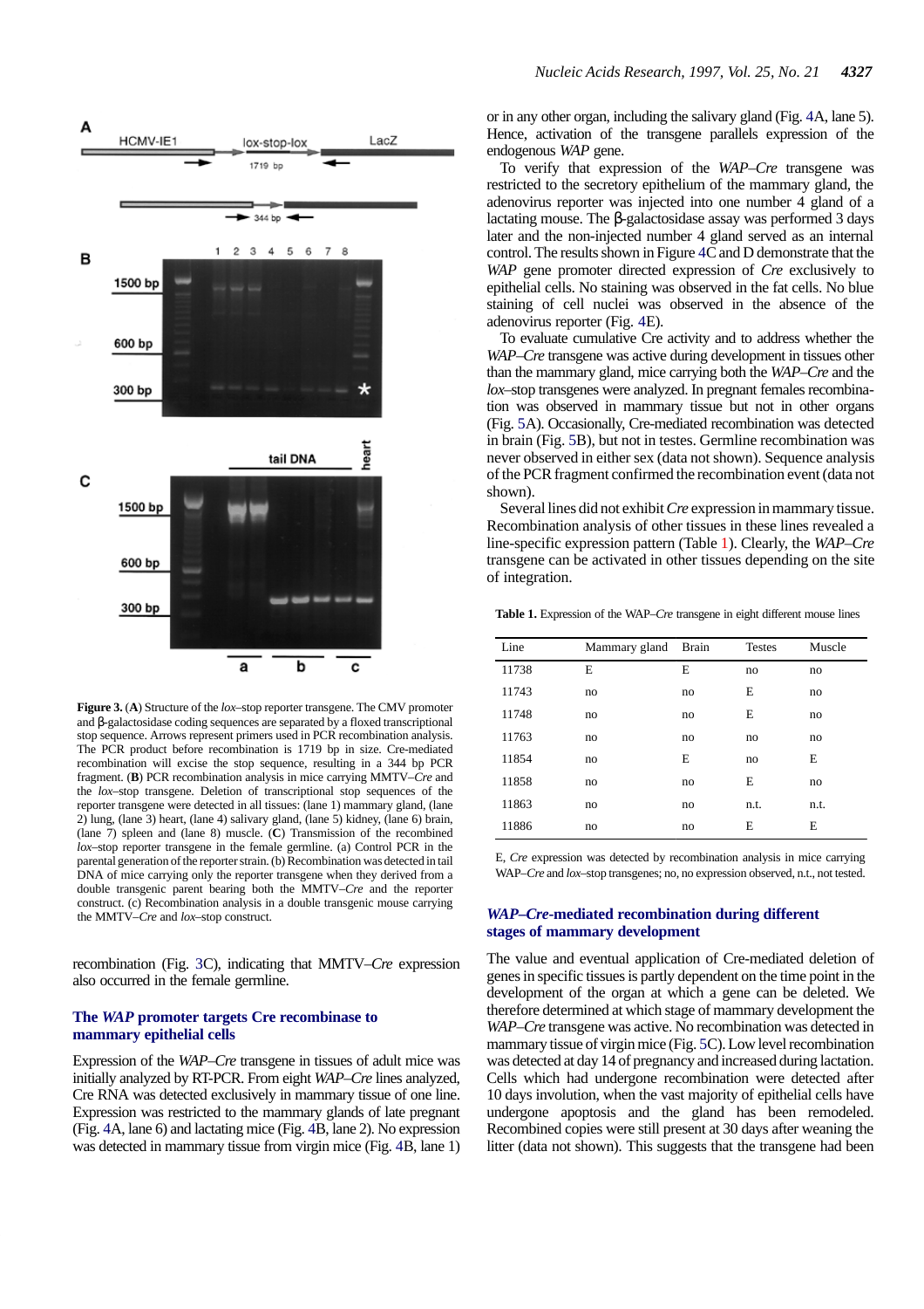**Figure 3.** (**A**) Structure of the *lox*–stop reporter transgene. The CMV promoter and β-galactosidase coding sequences are separated by a floxed transcriptional stop sequence. Arrows represent primers used in PCR recombination analysis. The PCR product before recombination is 1719 bp in size. Cre-mediated recombination will excise the stop sequence, resulting in a 344 bp PCR fragment. (**B**) PCR recombination analysis in mice carrying MMTV–*Cre* and the *lox*–stop transgene. Deletion of transcriptional stop sequences of the reporter transgene were detected in all tissues: (lane 1) mammary gland, (lane 2) lung, (lane 3) heart, (lane 4) salivary gland, (lane 5) kidney, (lane 6) brain, (lane 7) spleen and (lane 8) muscle. (**C**) Transmission of the recombined *lox*–stop reporter transgene in the female germline. (a) Control PCR in the parental generation of the reporter strain. (b) Recombination was detected in tail DNA of mice carrying only the reporter transgene when they derived from a double transgenic parent bearing both the MMTV–*Cre* and the reporter construct. (c) Recombination analysis in a double transgenic mouse carrying the MMTV–*Cre* and *lox*–stop construct.

recombination (Fig. 3C), indicating that MMTV–*Cre* expression also occurred in the female germline.

## The *WAP* promoter targets Cre recombinase to mammary epithelial cells

Expression of the *WAP–Cre* transgene in tissues of adult mice was initially analyzed by RT-PCR. From eight *WAP–Cre* lines analyzed, Cre RNA was detected exclusively in mammary tissue of one line. Expression was restricted to the mammary glands of late pregnant (Fig. 4A, lane 6) and lactating mice (Fig. 4B, lane 2). No expression was detected in mammary tissue from virgin mice (Fig. 4B, lane 1) or in any other organ, including the salivary gland (Fig. 4A, lane 5). Hence, activation of the transgene parallels expression of the endogenous *WAP* gene.

To verify that expression of the *WAP–Cre* transgene was restricted to the secretory epithelium of the mammary gland, the adenovirus reporter was injected into one number 4 gland of a lactating mouse. The β-galactosidase assay was performed 3 days later and the non-injected number 4 gland served as an internal control. The results shown in Figure 4C and D demonstrate that the *WAP* gene promoter directed expression of *Cre* exclusively to epithelial cells. No staining was observed in the fat cells. No blue staining of cell nuclei was observed in the absence of the adenovirus reporter (Fig. 4E).

To evaluate cumulative Cre activity and to address whether the *WAP–Cre* transgene was active during development in tissues other than the mammary gland, mice carrying both the *WAP–Cre* and the *lox*–stop transgenes were analyzed. In pregnant females recombination was observed in mammary tissue but not in other organs (Fig. 5A). Occasionally, Cre-mediated recombination was detected in brain (Fig. 5B), but not in testes. Germline recombination was never observed in either sex (data not shown). Sequence analysis of the PCR fragment confirmed the recombination event (data not shown).

Several lines did not exhibit *Cre* expression in mammary tissue. Recombination analysis of other tissues in these lines revealed a line-specific expression pattern (Table 1). Clearly, the *WAP–Cre* transgene can be activated in other tissues depending on the site of integration.

**Table 1.** Expression of the WAP–*Cre* transgene in eight different mouse lines

| Line | Mammary gland | Brain | Testes | Muscle |
|---|---|---|---|---|
| 11738 | E | E | no | no |
| 11743 | no | no | E | no |
| 11748 | no | no | E | no |
| 11763 | no | no | no | no |
| 11854 | no | E | no | E |
| 11858 | no | no | E | no |
| 11863 | no | no | n.t. | n.t. |
| 11886 | no | no | E | E |

E, *Cre* expression was detected by recombination analysis in mice carrying WAP–*Cre* and *lox*–stop transgenes; no, no expression observed, n.t., not tested.

## *WAP–Cre*-mediated recombination during different stages of mammary development

The value and eventual application of Cre-mediated deletion of genes in specific tissues is partly dependent on the time point in the development of the organ at which a gene can be deleted. We therefore determined at which stage of mammary development the *WAP–Cre* transgene was active. No recombination was detected in mammary tissue of virgin mice (Fig. 5C). Low level recombination was detected at day 14 of pregnancy and increased during lactation. Cells which had undergone recombination were detected after 10 days involution, when the vast majority of epithelial cells have undergone apoptosis and the gland has been remodeled. Recombined copies were still present at 30 days after weaning the litter (data not shown). This suggests that the transgene had been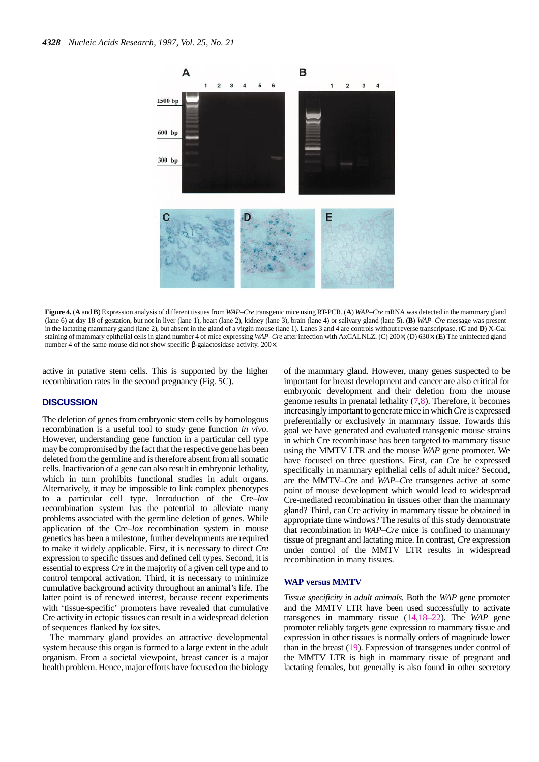**Figure 4.** (**A** and **B**) Expression analysis of different tissues from *WAP–Cre* transgenic mice using RT-PCR. (**A**) *WAP–Cre* mRNA was detected in the mammary gland (lane 6) at day 18 of gestation, but not in liver (lane 1), heart (lane 2), kidney (lane 3), brain (lane 4) or salivary gland (lane 5). (**B**) *WAP–Cre* message was present in the lactating mammary gland (lane 2), but absent in the gland of a virgin mouse (lane 1). Lanes 3 and 4 are controls without reverse transcriptase. (**C** and **D**) X-Gal staining of mammary epithelial cells in gland number 4 of mice expressing *WAP–Cre* after infection with AxCALNLZ. (C) 200×; (D) 630× (**E**) The uninfected gland number 4 of the same mouse did not show specific β-galactosidase activity. 200×

active in putative stem cells. This is supported by the higher recombination rates in the second pregnancy (Fig. 5C).

## DISCUSSION

The deletion of genes from embryonic stem cells by homologous recombination is a useful tool to study gene function *in vivo*. However, understanding gene function in a particular cell type may be compromised by the fact that the respective gene has been deleted from the germline and is therefore absent from all somatic cells. Inactivation of a gene can also result in embryonic lethality, which in turn prohibits functional studies in adult organs. Alternatively, it may be impossible to link complex phenotypes to a particular cell type. Introduction of the Cre–*lox* recombination system has the potential to alleviate many problems associated with the germline deletion of genes. While application of the Cre–*lox* recombination system in mouse genetics has been a milestone, further developments are required to make it widely applicable. First, it is necessary to direct *Cre* expression to specific tissues and defined cell types. Second, it is essential to express *Cre* in the majority of a given cell type and to control temporal activation. Third, it is necessary to minimize cumulative background activity throughout an animal's life. The latter point is of renewed interest, because recent experiments with 'tissue-specific' promoters have revealed that cumulative Cre activity in ectopic tissues can result in a widespread deletion of sequences flanked by *lox* sites.

The mammary gland provides an attractive developmental system because this organ is formed to a large extent in the adult organism. From a societal viewpoint, breast cancer is a major health problem. Hence, major efforts have focused on the biology of the mammary gland. However, many genes suspected to be important for breast development and cancer are also critical for embryonic development and their deletion from the mouse genome results in prenatal lethality (7,8). Therefore, it becomes increasingly important to generate mice in which *Cre* is expressed preferentially or exclusively in mammary tissue. Towards this goal we have generated and evaluated transgenic mouse strains in which Cre recombinase has been targeted to mammary tissue using the MMTV LTR and the mouse *WAP* gene promoter. We have focused on three questions. First, can *Cre* be expressed specifically in mammary epithelial cells of adult mice? Second, are the MMTV–*Cre* and *WAP–Cre* transgenes active at some point of mouse development which would lead to widespread Cre-mediated recombination in tissues other than the mammary gland? Third, can Cre activity in mammary tissue be obtained in appropriate time windows? The results of this study demonstrate that recombination in *WAP–Cre* mice is confined to mammary tissue of pregnant and lactating mice. In contrast, *Cre* expression under control of the MMTV LTR results in widespread recombination in many tissues.

### WAP versus MMTV

*Tissue specificity in adult animals.* Both the *WAP* gene promoter and the MMTV LTR have been used successfully to activate transgenes in mammary tissue (14,18–22). The *WAP* gene promoter reliably targets gene expression to mammary tissue and expression in other tissues is normally orders of magnitude lower than in the breast (19). Expression of transgenes under control of the MMTV LTR is high in mammary tissue of pregnant and lactating females, but generally is also found in other secretory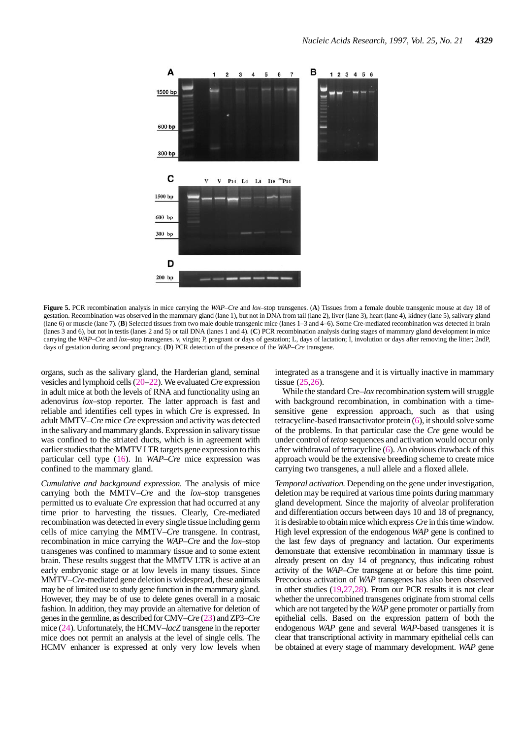**Figure 5.** PCR recombination analysis in mice carrying the *WAP–Cre* and *lox*–stop transgenes. (**A**) Tissues from a female double transgenic mouse at day 18 of gestation. Recombination was observed in the mammary gland (lane 1), but not in DNA from tail (lane 2), liver (lane 3), heart (lane 4), kidney (lane 5), salivary gland (lane 6) or muscle (lane 7). (**B**) Selected tissues from two male double transgenic mice (lanes 1–3 and 4–6). Some Cre-mediated recombination was detected in brain (lanes 3 and 6), but not in testis (lanes 2 and 5) or tail DNA (lanes 1 and 4). (**C**) PCR recombination analysis during stages of mammary gland development in mice carrying the *WAP–Cre* and *lox*–stop transgenes. v, virgin; P, pregnant or days of gestation; L, days of lactation; I, involution or days after removing the litter; 2ndP, days of gestation during second pregnancy. (**D**) PCR detection of the presence of the *WAP–Cre* transgene.

organs, such as the salivary gland, the Harderian gland, seminal vesicles and lymphoid cells (20–22). We evaluated *Cre* expression in adult mice at both the levels of RNA and functionality using an adenovirus *lox*–stop reporter. The latter approach is fast and reliable and identifies cell types in which *Cre* is expressed. In adult MMTV–*Cre* mice *Cre* expression and activity was detected in the salivary and mammary glands. Expression in salivary tissue was confined to the striated ducts, which is in agreement with earlier studies that the MMTV LTR targets gene expression to this particular cell type (16). In *WAP–Cre* mice expression was confined to the mammary gland.

*Cumulative and background expression.* The analysis of mice carrying both the MMTV–*Cre* and the *lox*–stop transgenes permitted us to evaluate *Cre* expression that had occurred at any time prior to harvesting the tissues. Clearly, Cre-mediated recombination was detected in every single tissue including germ cells of mice carrying the MMTV–*Cre* transgene. In contrast, recombination in mice carrying the *WAP–Cre* and the *lox*–stop transgenes was confined to mammary tissue and to some extent brain. These results suggest that the MMTV LTR is active at an early embryonic stage or at low levels in many tissues. Since MMTV–*Cre*-mediated gene deletion is widespread, these animals may be of limited use to study gene function in the mammary gland. However, they may be of use to delete genes overall in a mosaic fashion. In addition, they may provide an alternative for deletion of genes in the germline, as described for CMV–*Cre* (23) and ZP3–*Cre* mice (24). Unfortunately, the HCMV–*lacZ* transgene in the reporter mice does not permit an analysis at the level of single cells. The HCMV enhancer is expressed at only very low levels when integrated as a transgene and it is virtually inactive in mammary tissue (25,26).

While the standard Cre–*lox* recombination system will struggle with background recombination, in combination with a time-sensitive gene expression approach, such as that using tetracycline-based transactivator protein (6), it should solve some of the problems. In that particular case the *Cre* gene would be under control of *tetop* sequences and activation would occur only after withdrawal of tetracycline (6). An obvious drawback of this approach would be the extensive breeding scheme to create mice carrying two transgenes, a null allele and a floxed allele.

*Temporal activation.* Depending on the gene under investigation, deletion may be required at various time points during mammary gland development. Since the majority of alveolar proliferation and differentiation occurs between days 10 and 18 of pregnancy, it is desirable to obtain mice which express *Cre* in this time window. High level expression of the endogenous *WAP* gene is confined to the last few days of pregnancy and lactation. Our experiments demonstrate that extensive recombination in mammary tissue is already present on day 14 of pregnancy, thus indicating robust activity of the *WAP–Cre* transgene at or before this time point. Precocious activation of *WAP* transgenes has also been observed in other studies (19,27,28). From our PCR results it is not clear whether the unrecombined transgenes originate from stromal cells which are not targeted by the *WAP* gene promoter or partially from epithelial cells. Based on the expression pattern of both the endogenous *WAP* gene and several *WAP*-based transgenes it is clear that transcriptional activity in mammary epithelial cells can be obtained at every stage of mammary development. *WAP* gene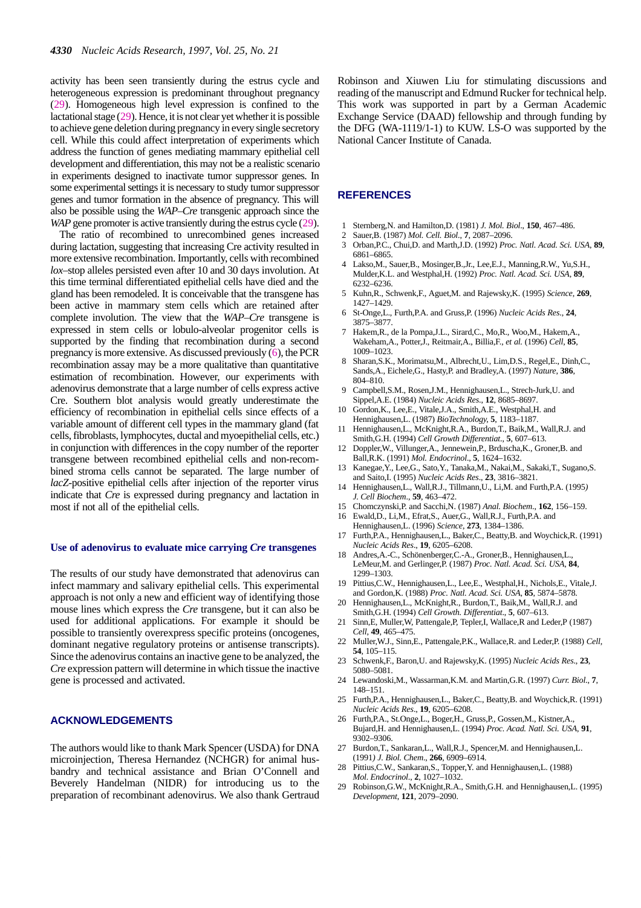activity has been seen transiently during the estrus cycle and heterogeneous expression is predominant throughout pregnancy (29). Homogeneous high level expression is confined to the lactational stage (29). Hence, it is not clear yet whether it is possible to achieve gene deletion during pregnancy in every single secretory cell. While this could affect interpretation of experiments which address the function of genes mediating mammary epithelial cell development and differentiation, this may not be a realistic scenario in experiments designed to inactivate tumor suppressor genes. In some experimental settings it is necessary to study tumor suppressor genes and tumor formation in the absence of pregnancy. This will also be possible using the *WAP–Cre* transgenic approach since the *WAP* gene promoter is active transiently during the estrus cycle (29).

The ratio of recombined to unrecombined genes increased during lactation, suggesting that increasing Cre activity resulted in more extensive recombination. Importantly, cells with recombined *lox*–stop alleles persisted even after 10 and 30 days involution. At this time terminal differentiated epithelial cells have died and the gland has been remodeled. It is conceivable that the transgene has been active in mammary stem cells which are retained after complete involution. The view that the *WAP–Cre* transgene is expressed in stem cells or lobulo-alveolar progenitor cells is supported by the finding that recombination during a second pregnancy is more extensive. As discussed previously (6), the PCR recombination assay may be a more qualitative than quantitative estimation of recombination. However, our experiments with adenovirus demonstrate that a large number of cells express active Cre. Southern blot analysis would greatly underestimate the efficiency of recombination in epithelial cells since effects of a variable amount of different cell types in the mammary gland (fat cells, fibroblasts, lymphocytes, ductal and myoepithelial cells, etc.) in conjunction with differences in the copy number of the reporter transgene between recombined epithelial cells and non-recombined stroma cells cannot be separated. The large number of *lacZ*-positive epithelial cells after injection of the reporter virus indicate that *Cre* is expressed during pregnancy and lactation in most if not all of the epithelial cells.

### Use of adenovirus to evaluate mice carrying *Cre* transgenes

The results of our study have demonstrated that adenovirus can infect mammary and salivary epithelial cells. This experimental approach is not only a new and efficient way of identifying those mouse lines which express the *Cre* transgene, but it can also be used for additional applications. For example it should be possible to transiently overexpress specific proteins (oncogenes, dominant negative regulatory proteins or antisense transcripts). Since the adenovirus contains an inactive gene to be analyzed, the *Cre* expression pattern will determine in which tissue the inactive gene is processed and activated.

## ACKNOWLEDGEMENTS

The authors would like to thank Mark Spencer (USDA) for DNA microinjection, Theresa Hernandez (NCHGR) for animal husbandry and technical assistance and Brian O'Connell and Beverely Handelman (NIDR) for introducing us to the preparation of recombinant adenovirus. We also thank Gertraud Robinson and Xiuwen Liu for stimulating discussions and reading of the manuscript and Edmund Rucker for technical help. This work was supported in part by a German Academic Exchange Service (DAAD) fellowship and through funding by the DFG (WA-1119/1-1) to KUW. LS-O was supported by the National Cancer Institute of Canada.

## REFERENCES

1. Sternberg,N. and Hamilton,D. (1981) *J. Mol. Biol*., **150**, 467–486.
2. Sauer,B. (1987) *Mol. Cell. Biol*., **7**, 2087–2096.
3. Orban,P.C., Chui,D. and Marth,J.D. (1992) *Proc. Natl. Acad. Sci. USA*, **89**, 6861–6865.
4. Lakso,M., Sauer,B., Mosinger,B.,Jr., Lee,E.J., Manning,R.W., Yu,S.H., Mulder,K.L. and Westphal,H. (1992) *Proc. Natl. Acad. Sci. USA*, **89**, 6232–6236.
5. Kuhn,R., Schwenk,F., Aguet,M. and Rajewsky,K. (1995) *Science*, **269**, 1427–1429.
6. St-Onge,L., Furth,P.A. and Gruss,P. (1996) *Nucleic Acids Res*., **24**, 3875–3877.
7. Hakem,R., de la Pompa,J.L., Sirard,C., Mo,R., Woo,M., Hakem,A., Wakeham,A., Potter,J., Reitmair,A., Billia,F., *et al.* (1996) *Cell*, **85**, 1009–1023.
8. Sharan,S.K., Morimatsu,M., Albrecht,U., Lim,D.S., Regel,E., Dinh,C., Sands,A., Eichele,G., Hasty,P. and Bradley,A. (1997) *Nature*, **386**, 804–810.
9. Campbell,S.M., Rosen,J.M., Hennighausen,L., Strech-Jurk,U. and Sippel,A.E. (1984) *Nucleic Acids Res*., **12**, 8685–8697.
10. Gordon,K., Lee,E., Vitale,J.A., Smith,A.E., Westphal,H. and Hennighausen,L. (1987) *BioTechnology*, **5**, 1183–1187.
11. Hennighausen,L., McKnight,R.A., Burdon,T., Baik,M., Wall,R.J. and Smith,G.H. (1994) *Cell Growth Differentiat*., **5**, 607–613.
12. Doppler,W., Villunger,A., Jennewein,P., Brduscha,K., Groner,B. and Ball,R.K. (1991) *Mol. Endocrinol*., **5**, 1624–1632.
13. Kanegae,Y., Lee,G., Sato,Y., Tanaka,M., Nakai,M., Sakaki,T., Sugano,S. and Saito,I. (1995) *Nucleic Acids Res*., **23**, 3816–3821.
14. Hennighausen,L., Wall,R.J., Tillmann,U., Li,M. and Furth,P.A. (1995) *J. Cell Biochem*., **59**, 463–472.
15. Chomczynski,P. and Sacchi,N. (1987) *Anal. Biochem*., **162**, 156–159.
16. Ewald,D., Li,M., Efrat,S., Auer,G., Wall,R.J., Furth,P.A. and Hennighausen,L. (1996) *Science*, **273**, 1384–1386.
17. Furth,P.A., Hennighausen,L., Baker,C., Beatty,B. and Woychick,R. (1991) *Nucleic Acids Res*., **19**, 6205–6208.
18. Andres,A.-C., Schönenberger,C.-A., Groner,B., Hennighausen,L., LeMeur,M. and Gerlinger,P. (1987) *Proc. Natl. Acad. Sci. USA*, **84**, 1299–1303.
19. Pittius,C.W., Hennighausen,L., Lee,E., Westphal,H., Nichols,E., Vitale,J. and Gordon,K. (1988) *Proc. Natl. Acad. Sci. USA*, **85**, 5874–5878.
20. Hennighausen,L., McKnight,R., Burdon,T., Baik,M., Wall,R.J. and Smith,G.H. (1994) *Cell Growth. Differentiat*., **5**, 607–613.
21. Sinn,E, Muller,W, Pattengale,P, Tepler,I, Wallace,R and Leder,P (1987) *Cell*, **49**, 465–475.
22. Muller,W.J., Sinn,E., Pattengale,P.K., Wallace,R. and Leder,P. (1988) *Cell*, **54**, 105–115.
23. Schwenk,F., Baron,U. and Rajewsky,K. (1995) *Nucleic Acids Res*., **23**, 5080–5081.
24. Lewandoski,M., Wassarman,K.M. and Martin,G.R. (1997) *Curr. Biol*., **7**, 148–151.
25. Furth,P.A., Hennighausen,L., Baker,C., Beatty,B. and Woychick,R. (1991) *Nucleic Acids Res*., **19**, 6205–6208.
26. Furth,P.A., St.Onge,L., Boger,H., Gruss,P., Gossen,M., Kistner,A., Bujard,H. and Hennighausen,L. (1994) *Proc. Acad. Natl. Sci. USA*, **91**, 9302–9306.
27. Burdon,T., Sankaran,L., Wall,R.J., Spencer,M. and Hennighausen,L. (1991) *J. Biol. Chem*., **266**, 6909–6914.
28. Pittius,C.W., Sankaran,S., Topper,Y. and Hennighausen,L. (1988) *Mol. Endocrinol*., **2**, 1027–1032.
29. Robinson,G.W., McKnight,R.A., Smith,G.H. and Hennighausen,L. (1995) *Development*, **121**, 2079–2090.